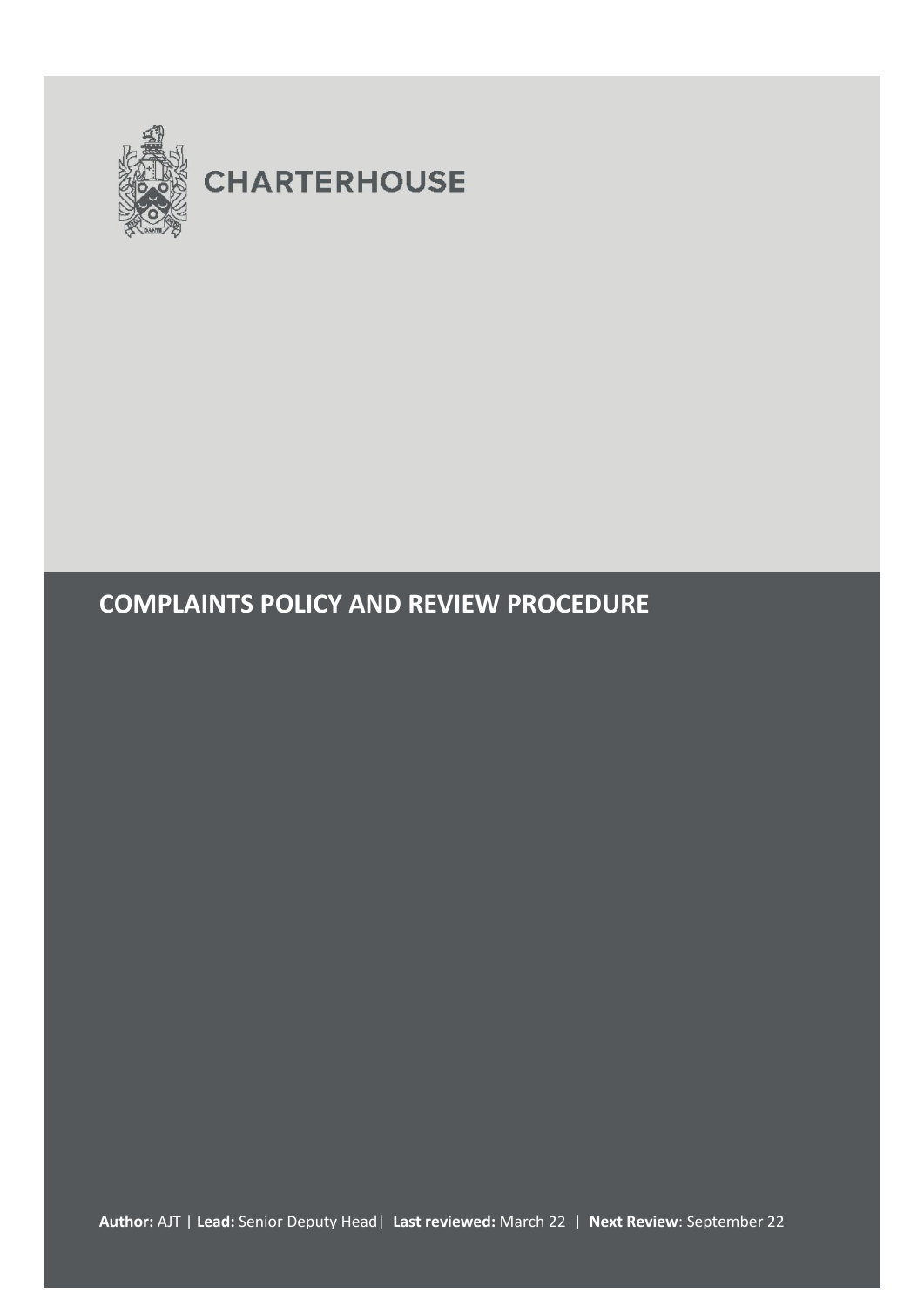CHARTERHOUSE

# COMPLAINTS POLICY AND REVIEW PROCEDURE

**Author:** AJT | **Lead:** Senior Deputy Head | **Last reviewed:** March 22 | **Next Review**: September 22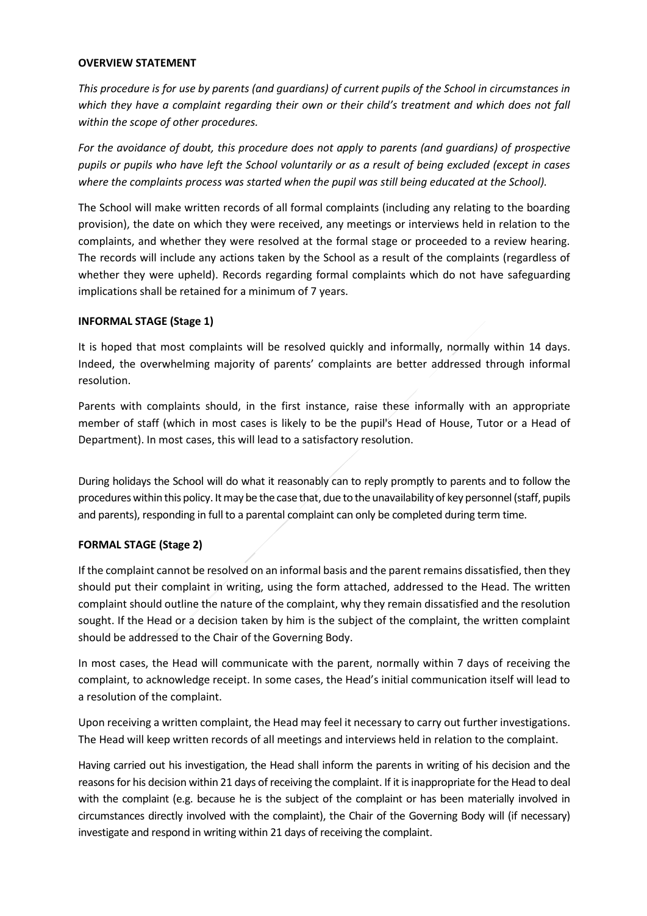**OVERVIEW STATEMENT**

*This procedure is for use by parents (and guardians) of current pupils of the School in circumstances in which they have a complaint regarding their own or their child's treatment and which does not fall within the scope of other procedures.*

*For the avoidance of doubt, this procedure does not apply to parents (and guardians) of prospective pupils or pupils who have left the School voluntarily or as a result of being excluded (except in cases where the complaints process was started when the pupil was still being educated at the School).*

The School will make written records of all formal complaints (including any relating to the boarding provision), the date on which they were received, any meetings or interviews held in relation to the complaints, and whether they were resolved at the formal stage or proceeded to a review hearing. The records will include any actions taken by the School as a result of the complaints (regardless of whether they were upheld). Records regarding formal complaints which do not have safeguarding implications shall be retained for a minimum of 7 years.

**INFORMAL STAGE (Stage 1)**

It is hoped that most complaints will be resolved quickly and informally, normally within 14 days. Indeed, the overwhelming majority of parents' complaints are better addressed through informal resolution.

Parents with complaints should, in the first instance, raise these informally with an appropriate member of staff (which in most cases is likely to be the pupil's Head of House, Tutor or a Head of Department). In most cases, this will lead to a satisfactory resolution.

During holidays the School will do what it reasonably can to reply promptly to parents and to follow the procedures within this policy. It may be the case that, due to the unavailability of key personnel (staff, pupils and parents), responding in full to a parental complaint can only be completed during term time.

**FORMAL STAGE (Stage 2)**

If the complaint cannot be resolved on an informal basis and the parent remains dissatisfied, then they should put their complaint in writing, using the form attached, addressed to the Head. The written complaint should outline the nature of the complaint, why they remain dissatisfied and the resolution sought. If the Head or a decision taken by him is the subject of the complaint, the written complaint should be addressed to the Chair of the Governing Body.

In most cases, the Head will communicate with the parent, normally within 7 days of receiving the complaint, to acknowledge receipt. In some cases, the Head's initial communication itself will lead to a resolution of the complaint.

Upon receiving a written complaint, the Head may feel it necessary to carry out further investigations. The Head will keep written records of all meetings and interviews held in relation to the complaint.

Having carried out his investigation, the Head shall inform the parents in writing of his decision and the reasons for his decision within 21 days of receiving the complaint. If it is inappropriate for the Head to deal with the complaint (e.g. because he is the subject of the complaint or has been materially involved in circumstances directly involved with the complaint), the Chair of the Governing Body will (if necessary) investigate and respond in writing within 21 days of receiving the complaint.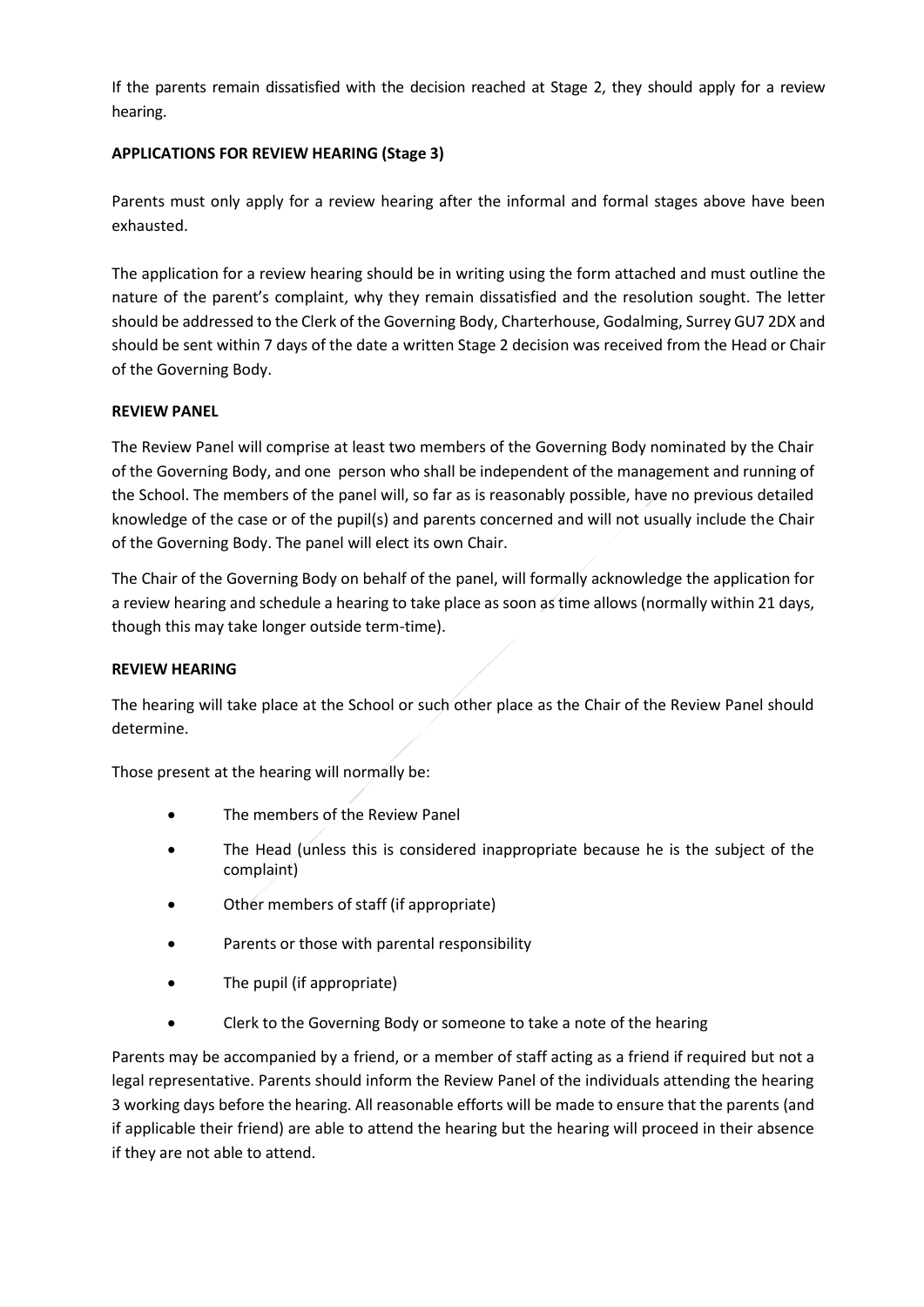If the parents remain dissatisfied with the decision reached at Stage 2, they should apply for a review hearing.

**APPLICATIONS FOR REVIEW HEARING (Stage 3)**

Parents must only apply for a review hearing after the informal and formal stages above have been exhausted.

The application for a review hearing should be in writing using the form attached and must outline the nature of the parent's complaint, why they remain dissatisfied and the resolution sought. The letter should be addressed to the Clerk of the Governing Body, Charterhouse, Godalming, Surrey GU7 2DX and should be sent within 7 days of the date a written Stage 2 decision was received from the Head or Chair of the Governing Body.

**REVIEW PANEL**

The Review Panel will comprise at least two members of the Governing Body nominated by the Chair of the Governing Body, and one person who shall be independent of the management and running of the School. The members of the panel will, so far as is reasonably possible, have no previous detailed knowledge of the case or of the pupil(s) and parents concerned and will not usually include the Chair of the Governing Body. The panel will elect its own Chair.

The Chair of the Governing Body on behalf of the panel, will formally acknowledge the application for a review hearing and schedule a hearing to take place as soon as time allows (normally within 21 days, though this may take longer outside term-time).

**REVIEW HEARING**

The hearing will take place at the School or such other place as the Chair of the Review Panel should determine.

Those present at the hearing will normally be:

- The members of the Review Panel
- The Head (unless this is considered inappropriate because he is the subject of the complaint)
- Other members of staff (if appropriate)
- Parents or those with parental responsibility
- The pupil (if appropriate)
- Clerk to the Governing Body or someone to take a note of the hearing

Parents may be accompanied by a friend, or a member of staff acting as a friend if required but not a legal representative. Parents should inform the Review Panel of the individuals attending the hearing 3 working days before the hearing. All reasonable efforts will be made to ensure that the parents (and if applicable their friend) are able to attend the hearing but the hearing will proceed in their absence if they are not able to attend.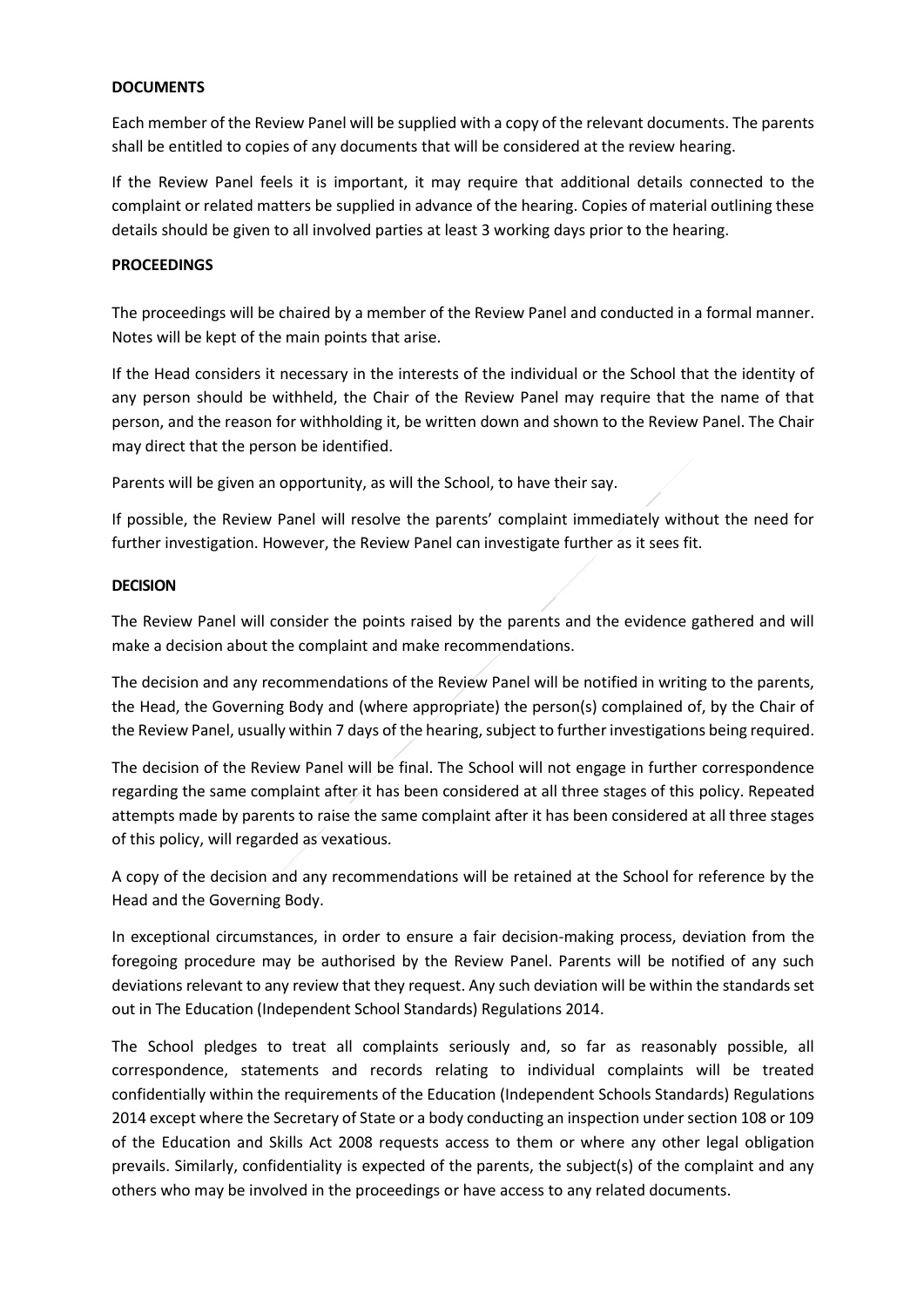**DOCUMENTS**

Each member of the Review Panel will be supplied with a copy of the relevant documents. The parents shall be entitled to copies of any documents that will be considered at the review hearing.

If the Review Panel feels it is important, it may require that additional details connected to the complaint or related matters be supplied in advance of the hearing. Copies of material outlining these details should be given to all involved parties at least 3 working days prior to the hearing.

**PROCEEDINGS**

The proceedings will be chaired by a member of the Review Panel and conducted in a formal manner. Notes will be kept of the main points that arise.

If the Head considers it necessary in the interests of the individual or the School that the identity of any person should be withheld, the Chair of the Review Panel may require that the name of that person, and the reason for withholding it, be written down and shown to the Review Panel. The Chair may direct that the person be identified.

Parents will be given an opportunity, as will the School, to have their say.

If possible, the Review Panel will resolve the parents' complaint immediately without the need for further investigation. However, the Review Panel can investigate further as it sees fit.

**DECISION**

The Review Panel will consider the points raised by the parents and the evidence gathered and will make a decision about the complaint and make recommendations.

The decision and any recommendations of the Review Panel will be notified in writing to the parents, the Head, the Governing Body and (where appropriate) the person(s) complained of, by the Chair of the Review Panel, usually within 7 days of the hearing, subject to further investigations being required.

The decision of the Review Panel will be final. The School will not engage in further correspondence regarding the same complaint after it has been considered at all three stages of this policy. Repeated attempts made by parents to raise the same complaint after it has been considered at all three stages of this policy, will regarded as vexatious.

A copy of the decision and any recommendations will be retained at the School for reference by the Head and the Governing Body.

In exceptional circumstances, in order to ensure a fair decision-making process, deviation from the foregoing procedure may be authorised by the Review Panel. Parents will be notified of any such deviations relevant to any review that they request. Any such deviation will be within the standards set out in The Education (Independent School Standards) Regulations 2014.

The School pledges to treat all complaints seriously and, so far as reasonably possible, all correspondence, statements and records relating to individual complaints will be treated confidentially within the requirements of the Education (Independent Schools Standards) Regulations 2014 except where the Secretary of State or a body conducting an inspection under section 108 or 109 of the Education and Skills Act 2008 requests access to them or where any other legal obligation prevails. Similarly, confidentiality is expected of the parents, the subject(s) of the complaint and any others who may be involved in the proceedings or have access to any related documents.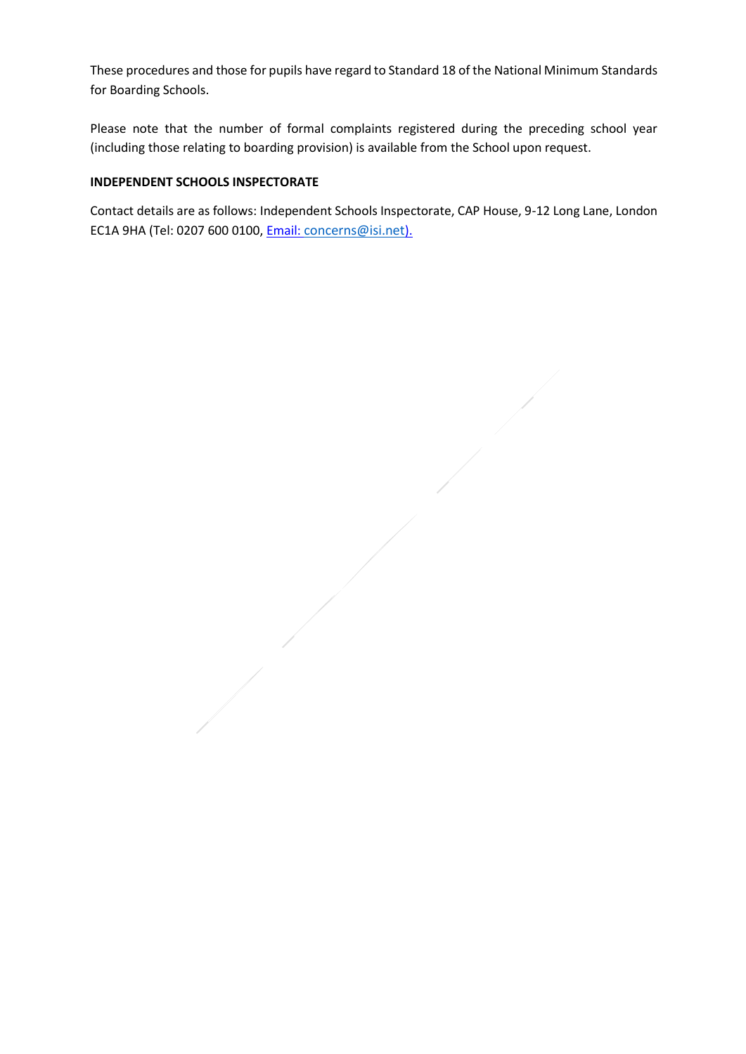These procedures and those for pupils have regard to Standard 18 of the National Minimum Standards for Boarding Schools.

Please note that the number of formal complaints registered during the preceding school year (including those relating to boarding provision) is available from the School upon request.

**INDEPENDENT SCHOOLS INSPECTORATE**

Contact details are as follows: Independent Schools Inspectorate, CAP House, 9-12 Long Lane, London EC1A 9HA (Tel: 0207 600 0100, Email: concerns@isi.net).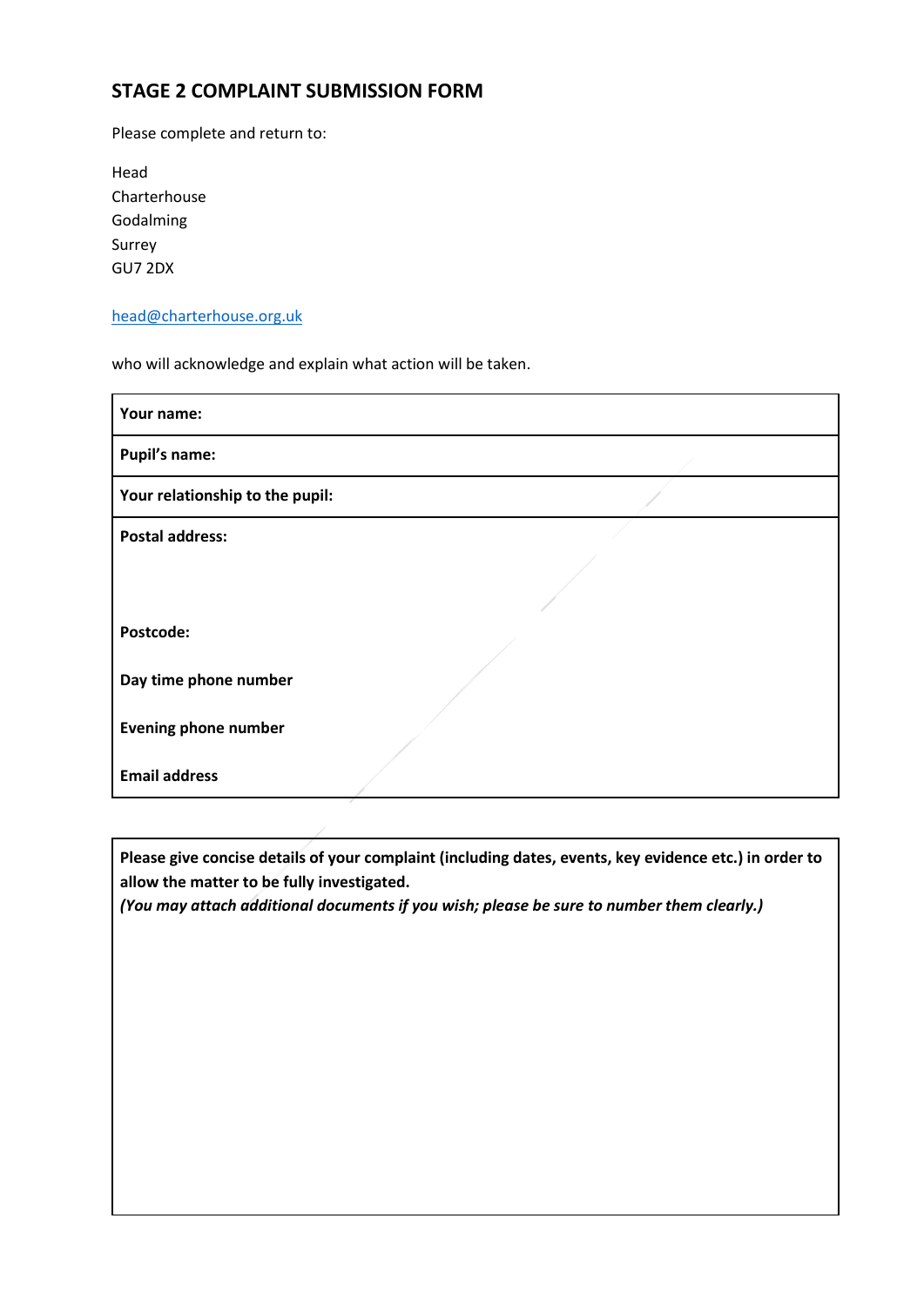## STAGE 2 COMPLAINT SUBMISSION FORM

Please complete and return to:

Head
Charterhouse
Godalming
Surrey
GU7 2DX

head@charterhouse.org.uk

who will acknowledge and explain what action will be taken.

| **Your name:** |
|---|
| **Pupil's name:** |
| **Your relationship to the pupil:** |
| **Postal address:**<br><br><br>**Postcode:**<br><br>**Day time phone number**<br><br>**Evening phone number**<br><br>**Email address** |

| **Please give concise details of your complaint (including dates, events, key evidence etc.) in order to allow the matter to be fully investigated.**<br>***(You may attach additional documents if you wish; please be sure to number them clearly.)*** |
|---|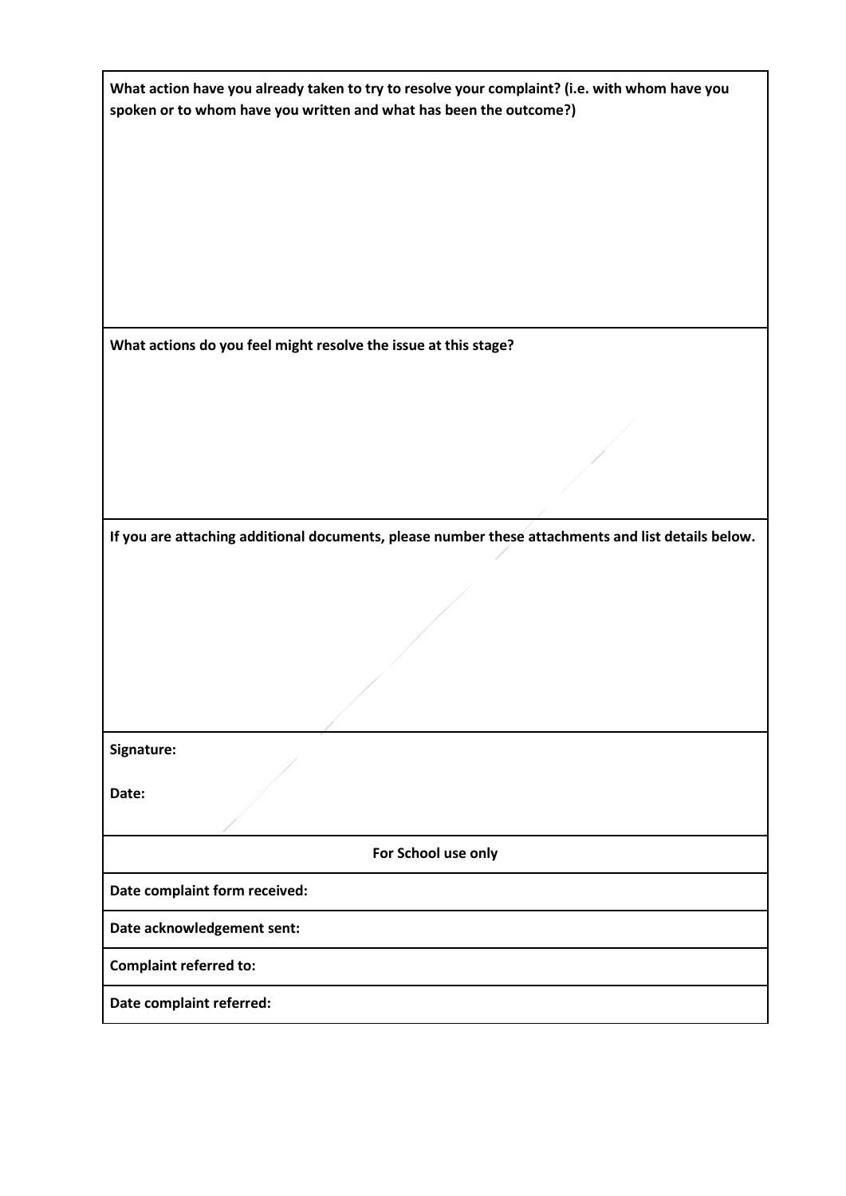| What action have you already taken to try to resolve your complaint? (i.e. with whom have you spoken or to whom have you written and what has been the outcome?) |
| --- |
| |
| **What actions do you feel might resolve the issue at this stage?** |
| |
| **If you are attaching additional documents, please number these attachments and list details below.** |
| |
| **Signature:**<br><br>**Date:** |
| **For School use only** |
| **Date complaint form received:** |
| **Date acknowledgement sent:** |
| **Complaint referred to:** |
| **Date complaint referred:** |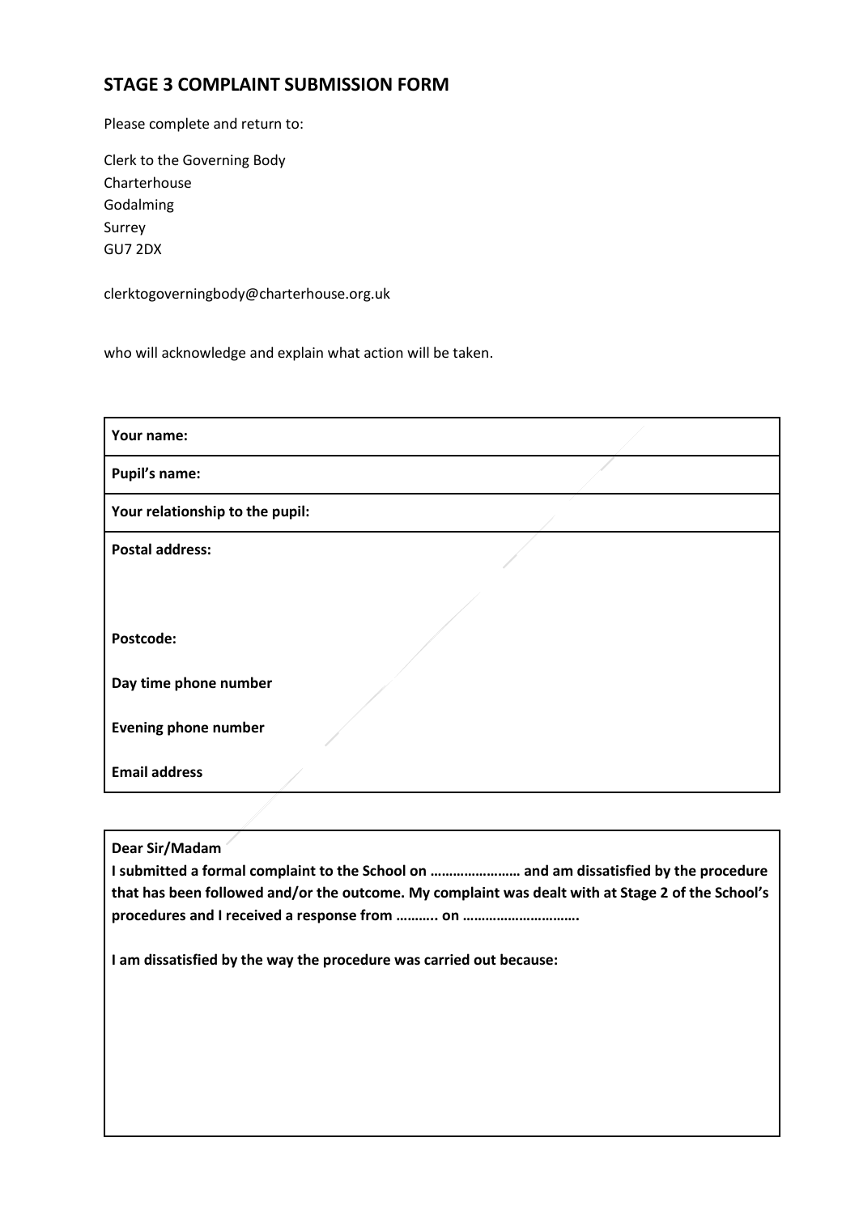## STAGE 3 COMPLAINT SUBMISSION FORM

Please complete and return to:

Clerk to the Governing Body
Charterhouse
Godalming
Surrey
GU7 2DX

clerktogoverningbody@charterhouse.org.uk

who will acknowledge and explain what action will be taken.

| **Your name:** |
|---|
| **Pupil's name:** |
| **Your relationship to the pupil:** |
| **Postal address:**<br><br><br>**Postcode:**<br><br>**Day time phone number**<br><br>**Evening phone number**<br><br>**Email address** |

**Dear Sir/Madam**

**I submitted a formal complaint to the School on …………………… and am dissatisfied by the procedure that has been followed and/or the outcome. My complaint was dealt with at Stage 2 of the School's procedures and I received a response from ……….. on ………………………….**

**I am dissatisfied by the way the procedure was carried out because:**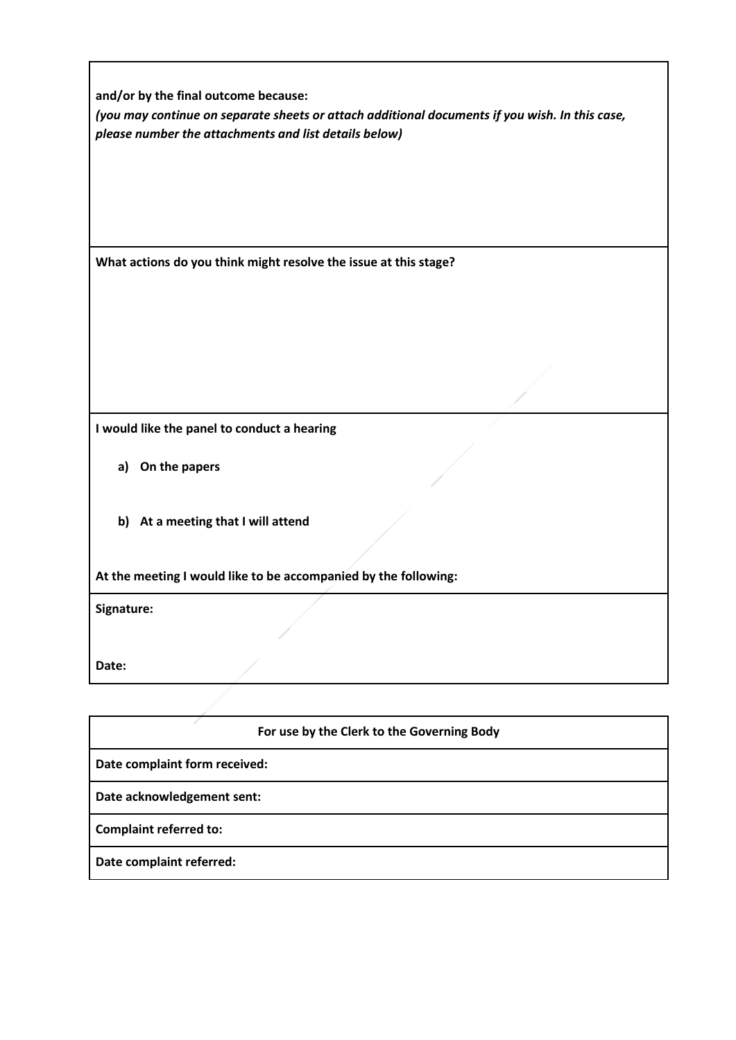**and/or by the final outcome because:**

***(you may continue on separate sheets or attach additional documents if you wish. In this case, please number the attachments and list details below)***

**What actions do you think might resolve the issue at this stage?**

**I would like the panel to conduct a hearing**

a) **On the papers**

b) **At a meeting that I will attend**

**At the meeting I would like to be accompanied by the following:**

**Signature:**

**Date:**

| For use by the Clerk to the Governing Body |
|---|
| **Date complaint form received:** |
| **Date acknowledgement sent:** |
| **Complaint referred to:** |
| **Date complaint referred:** |